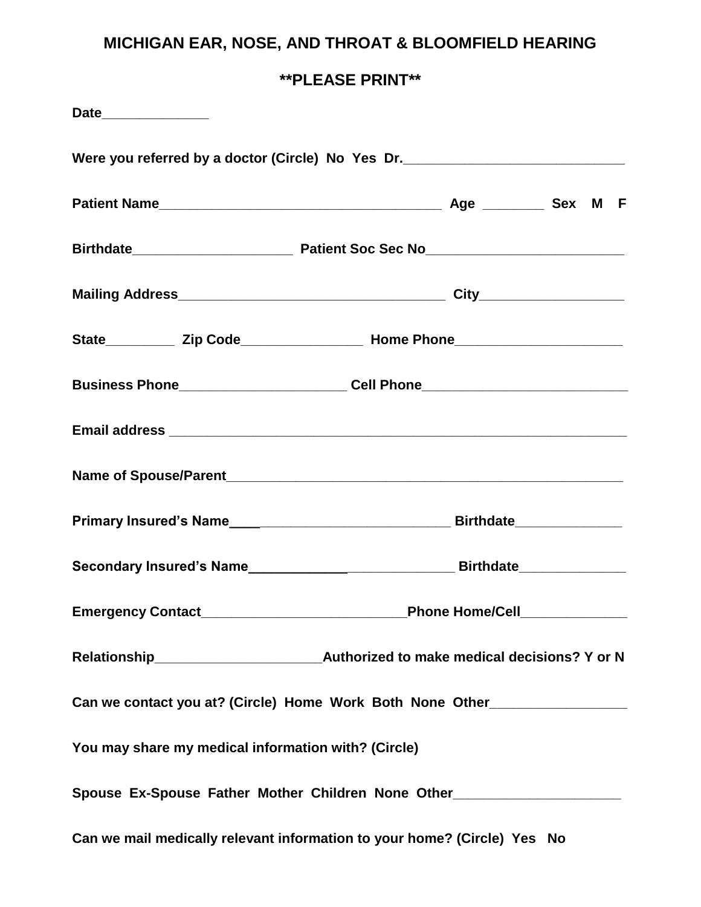# MICHIGAN EAR, NOSE, AND THROAT & BLOOMFIELD HEARING

## **PLEASE PRINT**

**Date**______________

**Were you referred by a doctor (Circle) No Yes Dr.**_____________________________

**Patient Name**_____________________________________ **Age** ________ **Sex M F**

**Birthdate**_____________________ **Patient Soc Sec No**_________________________

**Mailing Address**__________________________________ **City**__________________

**State**_________ **Zip Code**________________ **Home Phone**_____________________

**Business Phone**______________________ **Cell Phone**___________________________

**Email address** ____________________________________________________________

**Name of Spouse/Parent**____________________________________________________

**Primary Insured's Name**_____________________________ **Birthdate**______________

**Secondary Insured's Name**___________________________ **Birthdate**______________

**Emergency Contact**___________________________**Phone Home/Cell**______________

**Relationship**______________________**Authorized to make medical decisions? Y or N**

**Can we contact you at? (Circle) Home Work Both None Other**_________________

**You may share my medical information with? (Circle)**

**Spouse Ex-Spouse Father Mother Children None Other**______________________

**Can we mail medically relevant information to your home? (Circle) Yes No**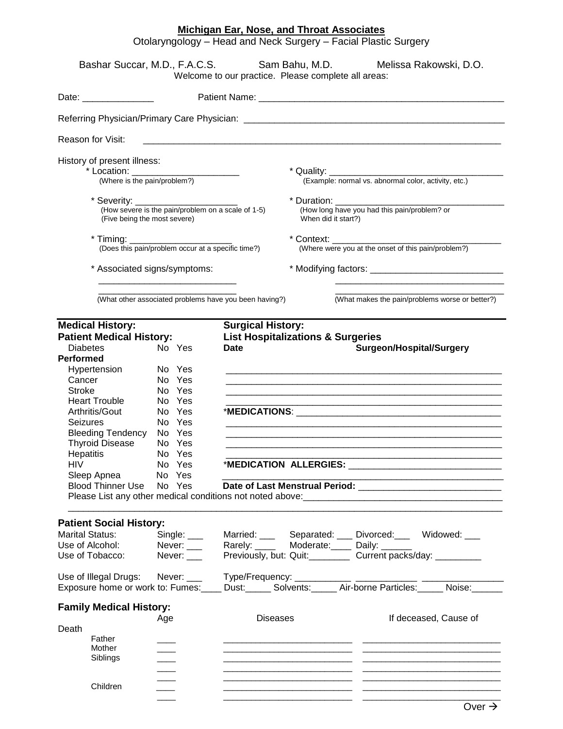**Michigan Ear, Nose, and Throat Associates**

Otolaryngology – Head and Neck Surgery – Facial Plastic Surgery

Bashar Succar, M.D., F.A.C.S. Sam Bahu, M.D. Melissa Rakowski, D.O.

Welcome to our practice. Please complete all areas:

Date: ______________ Patient Name: ______________________________________________

Referring Physician/Primary Care Physician: ______________________________________________

Reason for Visit: ______________________________________________________________________

History of present illness:

* Location: _____________________
  (Where is the pain/problem?)
* Quality: __________________________________
  (Example: normal vs. abnormal color, activity, etc.)
* Severity: _____________________
  (How severe is the pain/problem on a scale of 1-5)
  (Five being the most severe)
* Duration: __________________________________
  (How long have you had this pain/problem? or When did it start?)
* Timing: ____________________
  (Does this pain/problem occur at a specific time?)
* Context: __________________________________
  (Where were you at the onset of this pain/problem?)
* Associated signs/symptoms:
  ___________________________
  ___________________________
  (What other associated problems have you been having?)
* Modifying factors: __________________________
  __________________________________
  __________________________________
  (What makes the pain/problems worse or better?)

**Medical History:**

**Patient Medical History:**

| Condition | No | Yes |
|---|---|---|
| Diabetes | No | Yes |
| Hypertension | No | Yes |
| Cancer | No | Yes |
| Stroke | No | Yes |
| Heart Trouble | No | Yes |
| Arthritis/Gout | No | Yes |
| Seizures | No | Yes |
| Bleeding Tendency | No | Yes |
| Thyroid Disease | No | Yes |
| Hepatitis | No | Yes |
| HIV | No | Yes |
| Sleep Apnea | No | Yes |
| Blood Thinner Use | No | Yes |

**Surgical History:**

**List Hospitalizations & Surgeries Performed**

| **Date** | **Surgeon/Hospital/Surgery** |
|---|---|
| | |
| | |
| | |
| | |

*__MEDICATIONS__: ________________________________________
________________________________________________________
________________________________________________________
________________________________________________________

*__MEDICATION ALLERGIES:__ ______________________________
________________________________________________________

**Date of Last Menstrual Period:** ___________________________

Please List any other medical conditions not noted above: ____________________________________
__________________________________________________________________________________

**Patient Social History:**

Marital Status: Single: ___ Married: ___ Separated: ___ Divorced: ___ Widowed: ___

Use of Alcohol: Never: ___ Rarely: ____ Moderate: ____ Daily: ______

Use of Tobacco: Never: ___ Previously, but: Quit: ________ Current packs/day: _________

Use of Illegal Drugs: Never: ___ Type/Frequency: ___________ ____________ _______________

Exposure home or work to: Fumes: ____ Dust: _____ Solvents: _____ Air-borne Particles: _____ Noise: ______

**Family Medical History:**

| | Age | Diseases | If deceased, Cause of Death |
|---|---|---|---|
| Father | ____ | | |
| Mother | ____ | | |
| Siblings | ____ | | |
| | ____ | | |
| | ____ | | |
| Children | ____ | | |
| | ____ | | |

Over →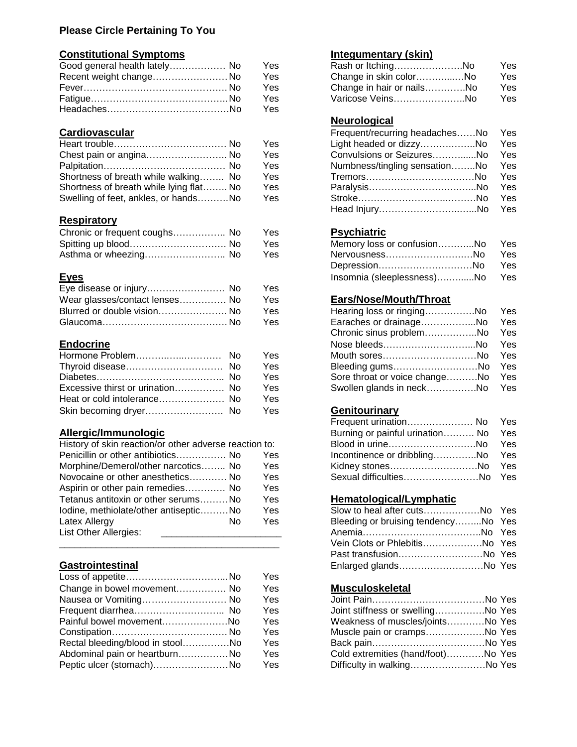**Please Circle Pertaining To You**

## Constitutional Symptoms

| Symptom | | |
|---|---|---|
| Good general health lately | No | Yes |
| Recent weight change | No | Yes |
| Fever | No | Yes |
| Fatigue | No | Yes |
| Headaches | No | Yes |

## Cardiovascular

| Symptom | | |
|---|---|---|
| Heart trouble | No | Yes |
| Chest pain or angina | No | Yes |
| Palpitation | No | Yes |
| Shortness of breath while walking | No | Yes |
| Shortness of breath while lying flat | No | Yes |
| Swelling of feet, ankles, or hands | No | Yes |

## Respiratory

| Symptom | | |
|---|---|---|
| Chronic or frequent coughs | No | Yes |
| Spitting up blood | No | Yes |
| Asthma or wheezing | No | Yes |

## Eyes

| Symptom | | |
|---|---|---|
| Eye disease or injury | No | Yes |
| Wear glasses/contact lenses | No | Yes |
| Blurred or double vision | No | Yes |
| Glaucoma | No | Yes |

## Endocrine

| Symptom | | |
|---|---|---|
| Hormone Problem | No | Yes |
| Thyroid disease | No | Yes |
| Diabetes | No | Yes |
| Excessive thirst or urination | No | Yes |
| Heat or cold intolerance | No | Yes |
| Skin becoming dryer | No | Yes |

## Allergic/Immunologic

History of skin reaction/or other adverse reaction to:

| Symptom | | |
|---|---|---|
| Penicillin or other antibiotics | No | Yes |
| Morphine/Demerol/other narcotics | No | Yes |
| Novocaine or other anesthetics | No | Yes |
| Aspirin or other pain remedies | No | Yes |
| Tetanus antitoxin or other serums | No | Yes |
| Iodine, methiolate/other antiseptic | No | Yes |
| Latex Allergy | No | Yes |

List Other Allergies: ______________________

____________________________________________

## Gastrointestinal

| Symptom | | |
|---|---|---|
| Loss of appetite | No | Yes |
| Change in bowel movement | No | Yes |
| Nausea or Vomiting | No | Yes |
| Frequent diarrhea | No | Yes |
| Painful bowel movement | No | Yes |
| Constipation | No | Yes |
| Rectal bleeding/blood in stool | No | Yes |
| Abdominal pain or heartburn | No | Yes |
| Peptic ulcer (stomach) | No | Yes |

## Integumentary (skin)

| Symptom | | |
|---|---|---|
| Rash or Itching | No | Yes |
| Change in skin color | No | Yes |
| Change in hair or nails | No | Yes |
| Varicose Veins | No | Yes |

## Neurological

| Symptom | | |
|---|---|---|
| Frequent/recurring headaches | No | Yes |
| Light headed or dizzy | No | Yes |
| Convulsions or Seizures | No | Yes |
| Numbness/tingling sensation | No | Yes |
| Tremors | No | Yes |
| Paralysis | No | Yes |
| Stroke | No | Yes |
| Head Injury | No | Yes |

## Psychiatric

| Symptom | | |
|---|---|---|
| Memory loss or confusion | No | Yes |
| Nervousness | No | Yes |
| Depression | No | Yes |
| Insomnia (sleeplessness) | No | Yes |

## Ears/Nose/Mouth/Throat

| Symptom | | |
|---|---|---|
| Hearing loss or ringing | No | Yes |
| Earaches or drainage | No | Yes |
| Chronic sinus problem | No | Yes |
| Nose bleeds | No | Yes |
| Mouth sores | No | Yes |
| Bleeding gums | No | Yes |
| Sore throat or voice change | No | Yes |
| Swollen glands in neck | No | Yes |

## Genitourinary

| Symptom | | |
|---|---|---|
| Frequent urination | No | Yes |
| Burning or painful urination | No | Yes |
| Blood in urine | No | Yes |
| Incontinence or dribbling | No | Yes |
| Kidney stones | No | Yes |
| Sexual difficulties | No | Yes |

## Hematological/Lymphatic

| Symptom | | |
|---|---|---|
| Slow to heal after cuts | No | Yes |
| Bleeding or bruising tendency | No | Yes |
| Anemia | No | Yes |
| Vein Clots or Phlebitis | No | Yes |
| Past transfusion | No | Yes |
| Enlarged glands | No | Yes |

## Musculoskeletal

| Symptom | | |
|---|---|---|
| Joint Pain | No | Yes |
| Joint stiffness or swelling | No | Yes |
| Weakness of muscles/joints | No | Yes |
| Muscle pain or cramps | No | Yes |
| Back pain | No | Yes |
| Cold extremities (hand/foot) | No | Yes |
| Difficulty in walking | No | Yes |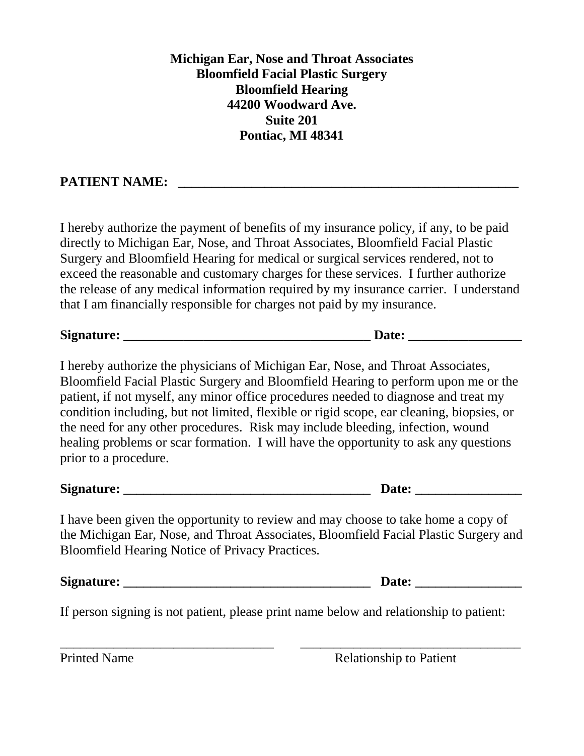**Michigan Ear, Nose and Throat Associates**
**Bloomfield Facial Plastic Surgery**
**Bloomfield Hearing**
**44200 Woodward Ave.**
**Suite 201**
**Pontiac, MI 48341**

**PATIENT NAME: \_\_\_\_\_\_\_\_\_\_\_\_\_\_\_\_\_\_\_\_\_\_\_\_\_\_\_\_\_\_\_\_\_\_\_\_\_\_\_\_\_\_\_\_\_\_\_\_\_\_\_\_**

I hereby authorize the payment of benefits of my insurance policy, if any, to be paid directly to Michigan Ear, Nose, and Throat Associates, Bloomfield Facial Plastic Surgery and Bloomfield Hearing for medical or surgical services rendered, not to exceed the reasonable and customary charges for these services. I further authorize the release of any medical information required by my insurance carrier. I understand that I am financially responsible for charges not paid by my insurance.

**Signature: \_\_\_\_\_\_\_\_\_\_\_\_\_\_\_\_\_\_\_\_\_\_\_\_\_\_\_\_\_\_\_\_\_\_\_\_\_\_ Date: \_\_\_\_\_\_\_\_\_\_\_\_\_\_\_\_\_**

I hereby authorize the physicians of Michigan Ear, Nose, and Throat Associates, Bloomfield Facial Plastic Surgery and Bloomfield Hearing to perform upon me or the patient, if not myself, any minor office procedures needed to diagnose and treat my condition including, but not limited, flexible or rigid scope, ear cleaning, biopsies, or the need for any other procedures. Risk may include bleeding, infection, wound healing problems or scar formation. I will have the opportunity to ask any questions prior to a procedure.

**Signature: \_\_\_\_\_\_\_\_\_\_\_\_\_\_\_\_\_\_\_\_\_\_\_\_\_\_\_\_\_\_\_\_\_\_\_\_\_\_ Date: \_\_\_\_\_\_\_\_\_\_\_\_\_\_\_\_**

I have been given the opportunity to review and may choose to take home a copy of the Michigan Ear, Nose, and Throat Associates, Bloomfield Facial Plastic Surgery and Bloomfield Hearing Notice of Privacy Practices.

**Signature: \_\_\_\_\_\_\_\_\_\_\_\_\_\_\_\_\_\_\_\_\_\_\_\_\_\_\_\_\_\_\_\_\_\_\_\_\_\_ Date: \_\_\_\_\_\_\_\_\_\_\_\_\_\_\_\_**

If person signing is not patient, please print name below and relationship to patient:

\_\_\_\_\_\_\_\_\_\_\_\_\_\_\_\_\_\_\_\_\_\_\_\_\_\_\_\_\_\_\_\_\_\_ \_\_\_\_\_\_\_\_\_\_\_\_\_\_\_\_\_\_\_\_\_\_\_\_\_\_\_\_\_\_\_\_\_\_\_
Printed Name Relationship to Patient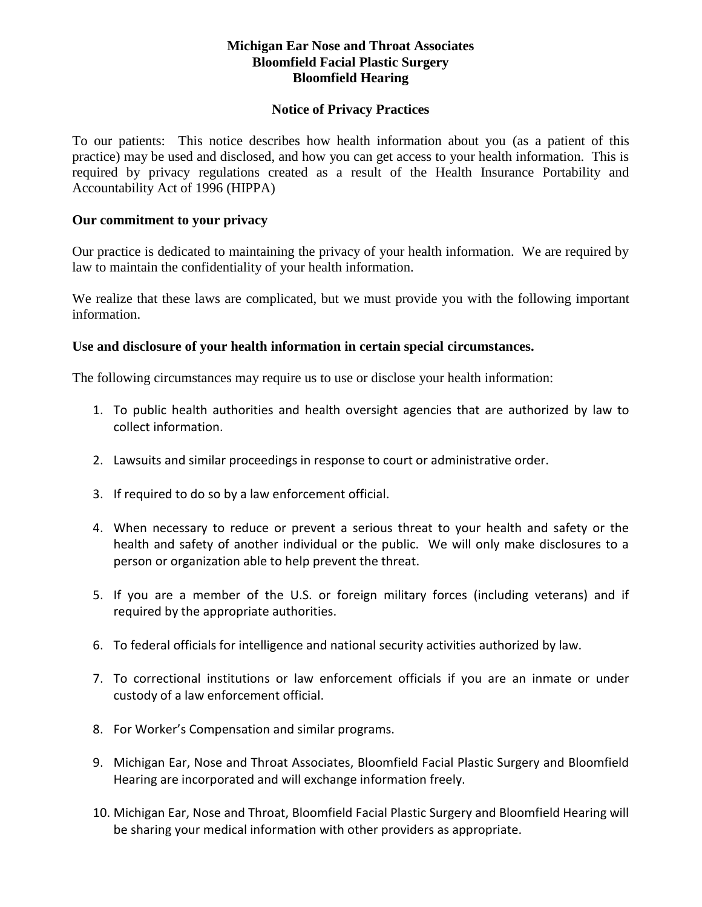**Michigan Ear Nose and Throat Associates**
**Bloomfield Facial Plastic Surgery**
**Bloomfield Hearing**

## Notice of Privacy Practices

To our patients: This notice describes how health information about you (as a patient of this practice) may be used and disclosed, and how you can get access to your health information. This is required by privacy regulations created as a result of the Health Insurance Portability and Accountability Act of 1996 (HIPPA)

### Our commitment to your privacy

Our practice is dedicated to maintaining the privacy of your health information. We are required by law to maintain the confidentiality of your health information.

We realize that these laws are complicated, but we must provide you with the following important information.

### Use and disclosure of your health information in certain special circumstances.

The following circumstances may require us to use or disclose your health information:

1. To public health authorities and health oversight agencies that are authorized by law to collect information.
2. Lawsuits and similar proceedings in response to court or administrative order.
3. If required to do so by a law enforcement official.
4. When necessary to reduce or prevent a serious threat to your health and safety or the health and safety of another individual or the public. We will only make disclosures to a person or organization able to help prevent the threat.
5. If you are a member of the U.S. or foreign military forces (including veterans) and if required by the appropriate authorities.
6. To federal officials for intelligence and national security activities authorized by law.
7. To correctional institutions or law enforcement officials if you are an inmate or under custody of a law enforcement official.
8. For Worker's Compensation and similar programs.
9. Michigan Ear, Nose and Throat Associates, Bloomfield Facial Plastic Surgery and Bloomfield Hearing are incorporated and will exchange information freely.
10. Michigan Ear, Nose and Throat, Bloomfield Facial Plastic Surgery and Bloomfield Hearing will be sharing your medical information with other providers as appropriate.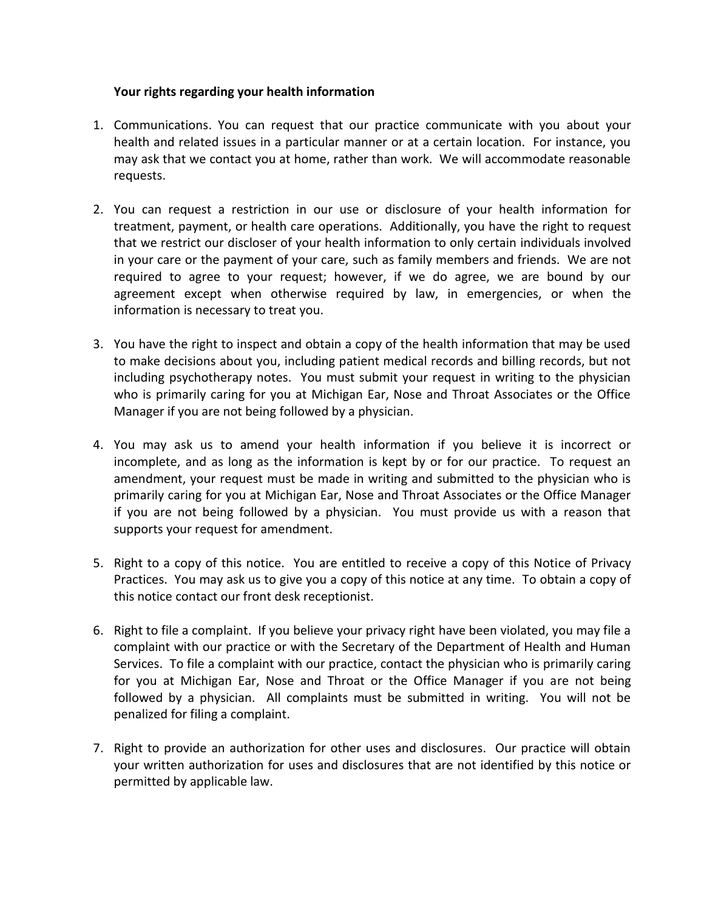**Your rights regarding your health information**

1. Communications. You can request that our practice communicate with you about your health and related issues in a particular manner or at a certain location. For instance, you may ask that we contact you at home, rather than work. We will accommodate reasonable requests.

2. You can request a restriction in our use or disclosure of your health information for treatment, payment, or health care operations. Additionally, you have the right to request that we restrict our discloser of your health information to only certain individuals involved in your care or the payment of your care, such as family members and friends. We are not required to agree to your request; however, if we do agree, we are bound by our agreement except when otherwise required by law, in emergencies, or when the information is necessary to treat you.

3. You have the right to inspect and obtain a copy of the health information that may be used to make decisions about you, including patient medical records and billing records, but not including psychotherapy notes. You must submit your request in writing to the physician who is primarily caring for you at Michigan Ear, Nose and Throat Associates or the Office Manager if you are not being followed by a physician.

4. You may ask us to amend your health information if you believe it is incorrect or incomplete, and as long as the information is kept by or for our practice. To request an amendment, your request must be made in writing and submitted to the physician who is primarily caring for you at Michigan Ear, Nose and Throat Associates or the Office Manager if you are not being followed by a physician. You must provide us with a reason that supports your request for amendment.

5. Right to a copy of this notice. You are entitled to receive a copy of this Notice of Privacy Practices. You may ask us to give you a copy of this notice at any time. To obtain a copy of this notice contact our front desk receptionist.

6. Right to file a complaint. If you believe your privacy right have been violated, you may file a complaint with our practice or with the Secretary of the Department of Health and Human Services. To file a complaint with our practice, contact the physician who is primarily caring for you at Michigan Ear, Nose and Throat or the Office Manager if you are not being followed by a physician. All complaints must be submitted in writing. You will not be penalized for filing a complaint.

7. Right to provide an authorization for other uses and disclosures. Our practice will obtain your written authorization for uses and disclosures that are not identified by this notice or permitted by applicable law.